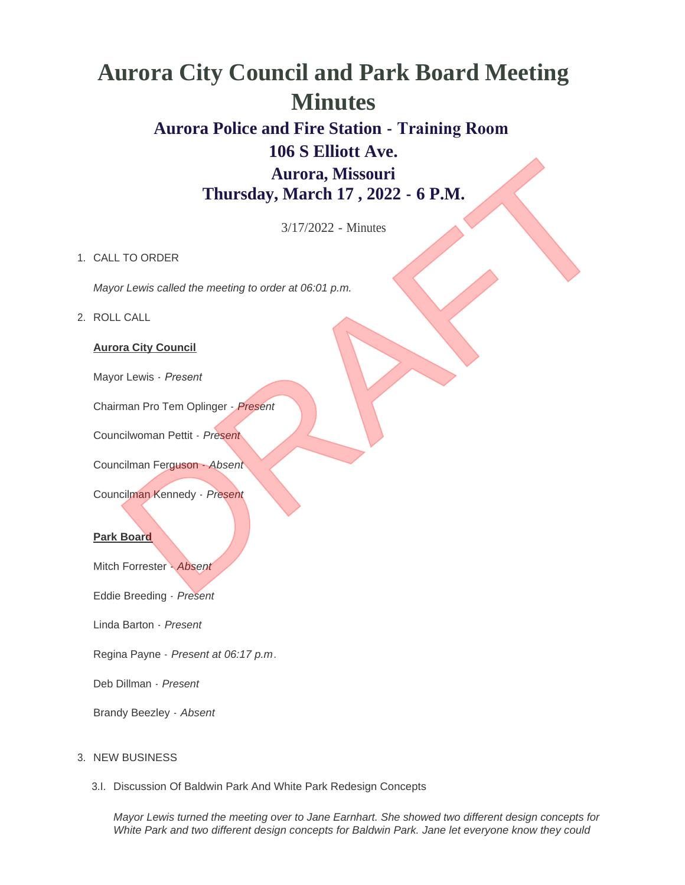# Aurora City Council and Park Board Meeting Minutes

## Aurora Police and Fire Station - Training Room
## 106 S Elliott Ave.
## Aurora, Missouri
## Thursday, March 17 , 2022 - 6 P.M.

3/17/2022 - Minutes

1. CALL TO ORDER

   *Mayor Lewis called the meeting to order at 06:01 p.m.*

2. ROLL CALL

   **Aurora City Council**

   Mayor Lewis - *Present*

   Chairman Pro Tem Oplinger - *Present*

   Councilwoman Pettit - *Present*

   Councilman Ferguson - *Absent*

   Councilman Kennedy - *Present*

   **Park Board**

   Mitch Forrester - *Absent*

   Eddie Breeding - *Present*

   Linda Barton - *Present*

   Regina Payne - *Present at 06:17 p.m.*

   Deb Dillman - *Present*

   Brandy Beezley - *Absent*

3. NEW BUSINESS

   3.I. Discussion Of Baldwin Park And White Park Redesign Concepts

   *Mayor Lewis turned the meeting over to Jane Earnhart. She showed two different design concepts for White Park and two different design concepts for Baldwin Park. Jane let everyone know they could*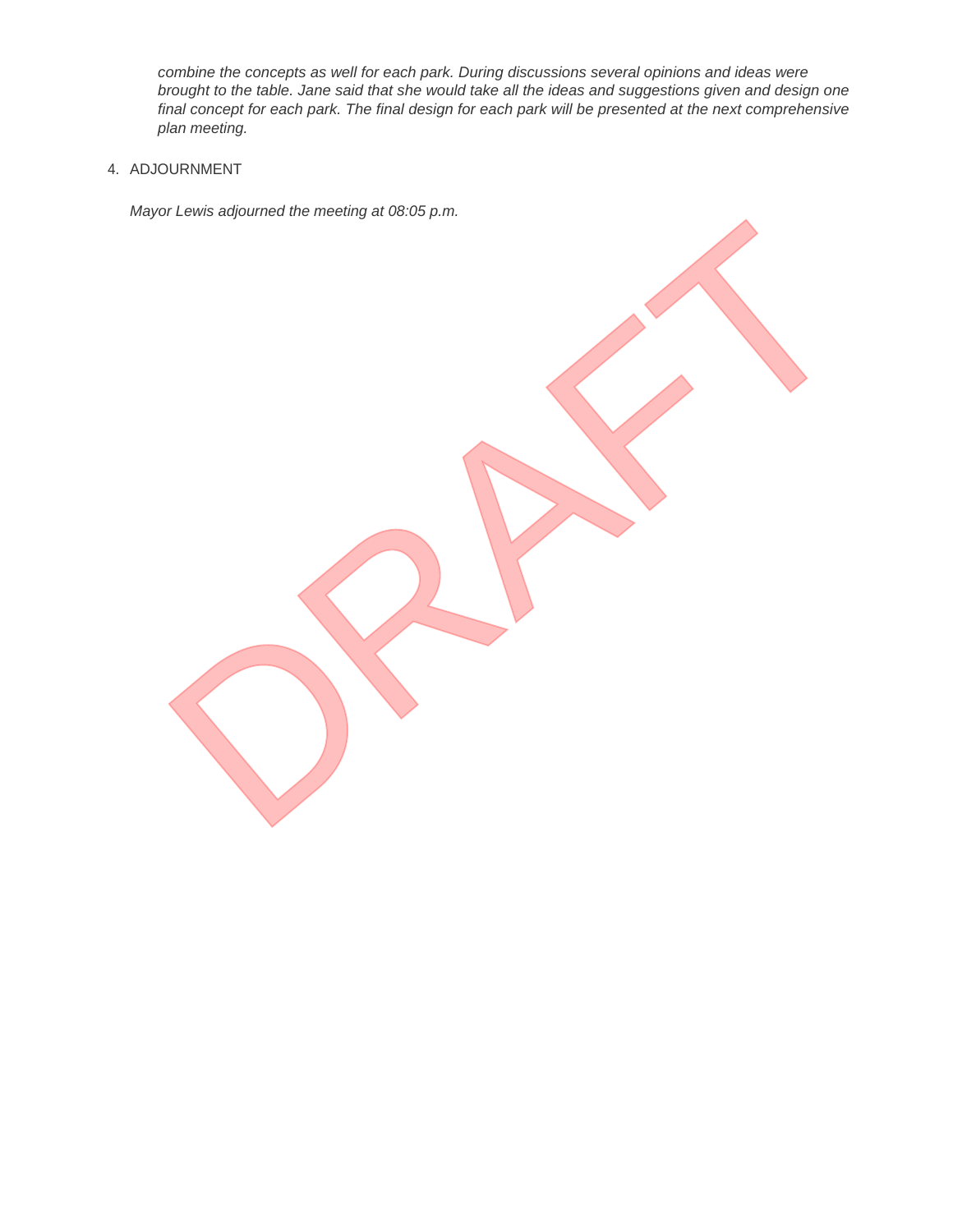*combine the concepts as well for each park. During discussions several opinions and ideas were brought to the table. Jane said that she would take all the ideas and suggestions given and design one final concept for each park. The final design for each park will be presented at the next comprehensive plan meeting.*

4. ADJOURNMENT

*Mayor Lewis adjourned the meeting at 08:05 p.m.*

DRAFT